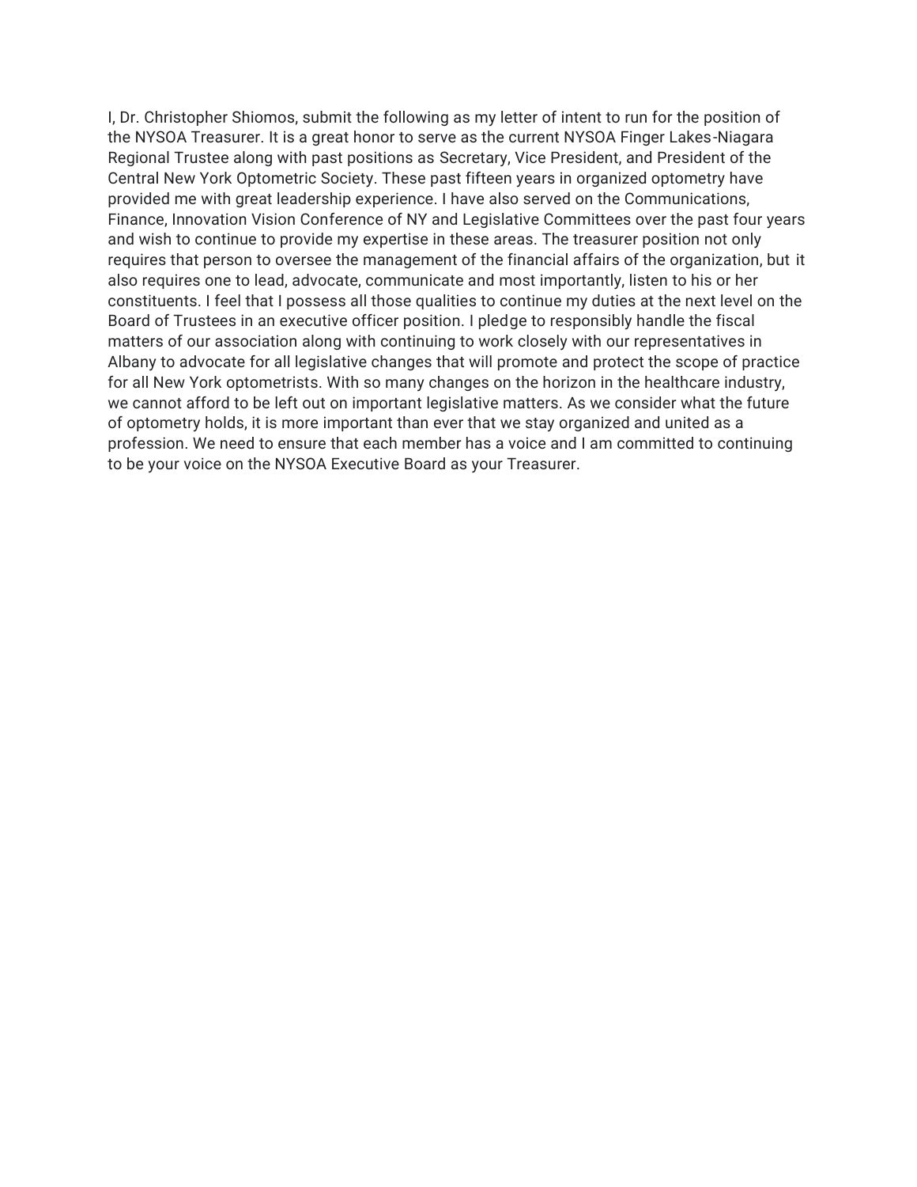I, Dr. Christopher Shiomos, submit the following as my letter of intent to run for the position of the NYSOA Treasurer. It is a great honor to serve as the current NYSOA Finger Lakes-Niagara Regional Trustee along with past positions as Secretary, Vice President, and President of the Central New York Optometric Society. These past fifteen years in organized optometry have provided me with great leadership experience. I have also served on the Communications, Finance, Innovation Vision Conference of NY and Legislative Committees over the past four years and wish to continue to provide my expertise in these areas. The treasurer position not only requires that person to oversee the management of the financial affairs of the organization, but it also requires one to lead, advocate, communicate and most importantly, listen to his or her constituents. I feel that I possess all those qualities to continue my duties at the next level on the Board of Trustees in an executive officer position. I pledge to responsibly handle the fiscal matters of our association along with continuing to work closely with our representatives in Albany to advocate for all legislative changes that will promote and protect the scope of practice for all New York optometrists. With so many changes on the horizon in the healthcare industry, we cannot afford to be left out on important legislative matters. As we consider what the future of optometry holds, it is more important than ever that we stay organized and united as a profession. We need to ensure that each member has a voice and I am committed to continuing to be your voice on the NYSOA Executive Board as your Treasurer.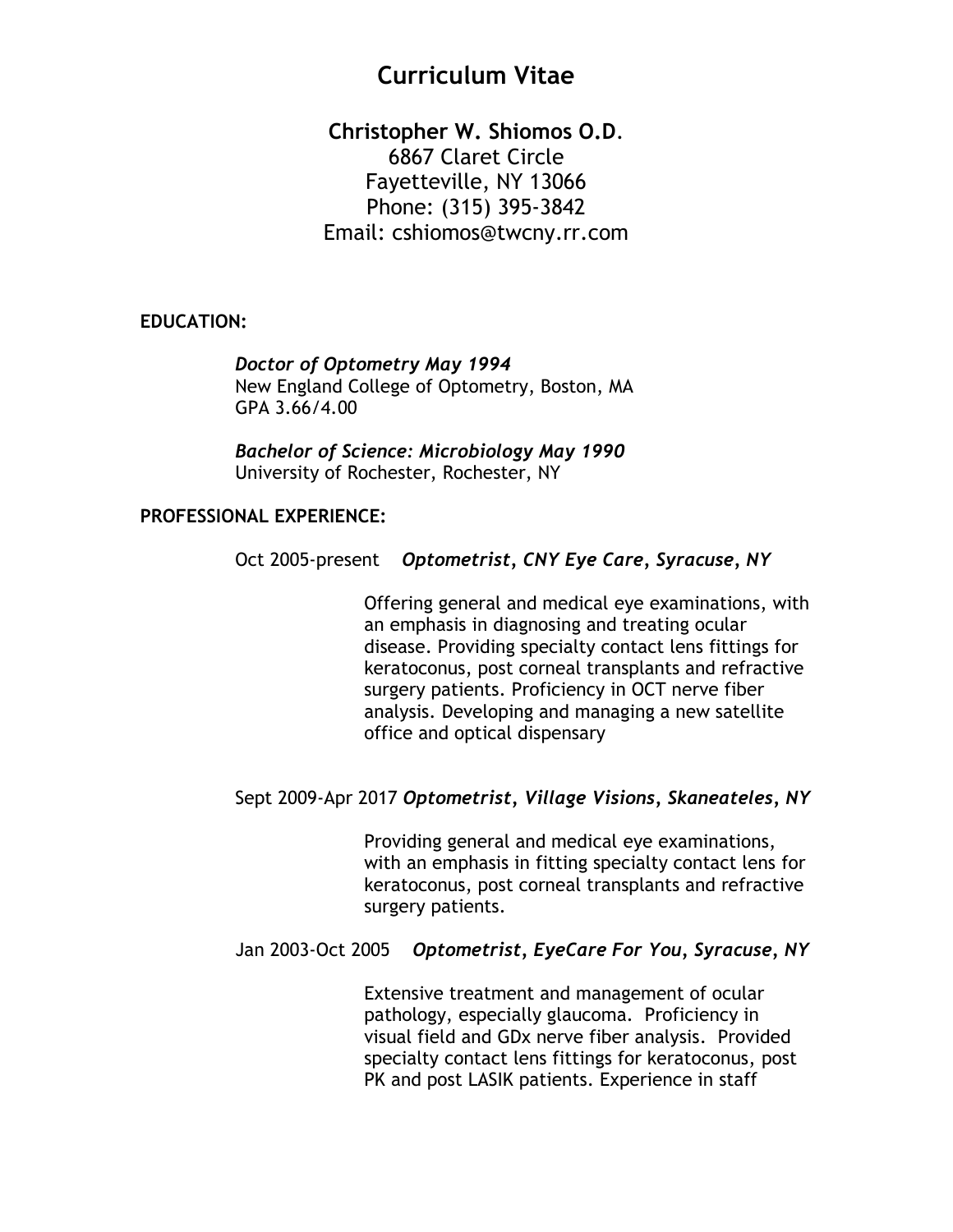# Curriculum Vitae

**Christopher W. Shiomos O.D.**
6867 Claret Circle
Fayetteville, NY 13066
Phone: (315) 395-3842
Email: cshiomos@twcny.rr.com

**EDUCATION:**

***Doctor of Optometry May 1994***
New England College of Optometry, Boston, MA
GPA 3.66/4.00

***Bachelor of Science: Microbiology May 1990***
University of Rochester, Rochester, NY

**PROFESSIONAL EXPERIENCE:**

Oct 2005-present ***Optometrist, CNY Eye Care, Syracuse, NY***

Offering general and medical eye examinations, with an emphasis in diagnosing and treating ocular disease. Providing specialty contact lens fittings for keratoconus, post corneal transplants and refractive surgery patients. Proficiency in OCT nerve fiber analysis. Developing and managing a new satellite office and optical dispensary

Sept 2009-Apr 2017 ***Optometrist, Village Visions, Skaneateles, NY***

Providing general and medical eye examinations, with an emphasis in fitting specialty contact lens for keratoconus, post corneal transplants and refractive surgery patients.

Jan 2003-Oct 2005 ***Optometrist, EyeCare For You, Syracuse, NY***

Extensive treatment and management of ocular pathology, especially glaucoma. Proficiency in visual field and GDx nerve fiber analysis. Provided specialty contact lens fittings for keratoconus, post PK and post LASIK patients. Experience in staff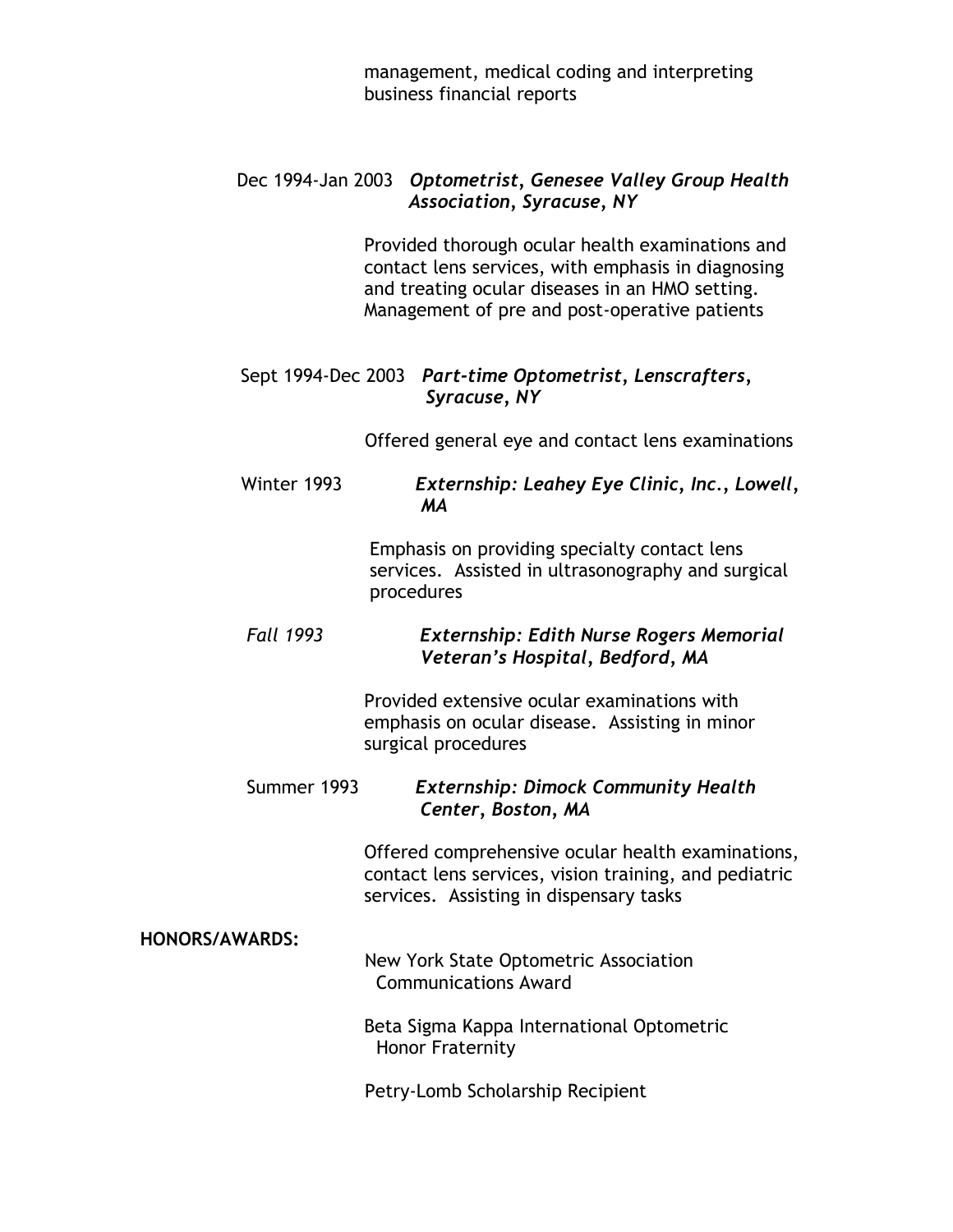management, medical coding and interpreting business financial reports

Dec 1994-Jan 2003 ***Optometrist, Genesee Valley Group Health Association, Syracuse, NY***

Provided thorough ocular health examinations and contact lens services, with emphasis in diagnosing and treating ocular diseases in an HMO setting. Management of pre and post-operative patients

Sept 1994-Dec 2003 ***Part-time Optometrist, Lenscrafters, Syracuse, NY***

Offered general eye and contact lens examinations

Winter 1993 ***Externship: Leahey Eye Clinic, Inc., Lowell, MA***

Emphasis on providing specialty contact lens services. Assisted in ultrasonography and surgical procedures

*Fall 1993* ***Externship: Edith Nurse Rogers Memorial Veteran's Hospital, Bedford, MA***

Provided extensive ocular examinations with emphasis on ocular disease. Assisting in minor surgical procedures

Summer 1993 ***Externship: Dimock Community Health Center, Boston, MA***

Offered comprehensive ocular health examinations, contact lens services, vision training, and pediatric services. Assisting in dispensary tasks

**HONORS/AWARDS:**

New York State Optometric Association Communications Award

Beta Sigma Kappa International Optometric Honor Fraternity

Petry-Lomb Scholarship Recipient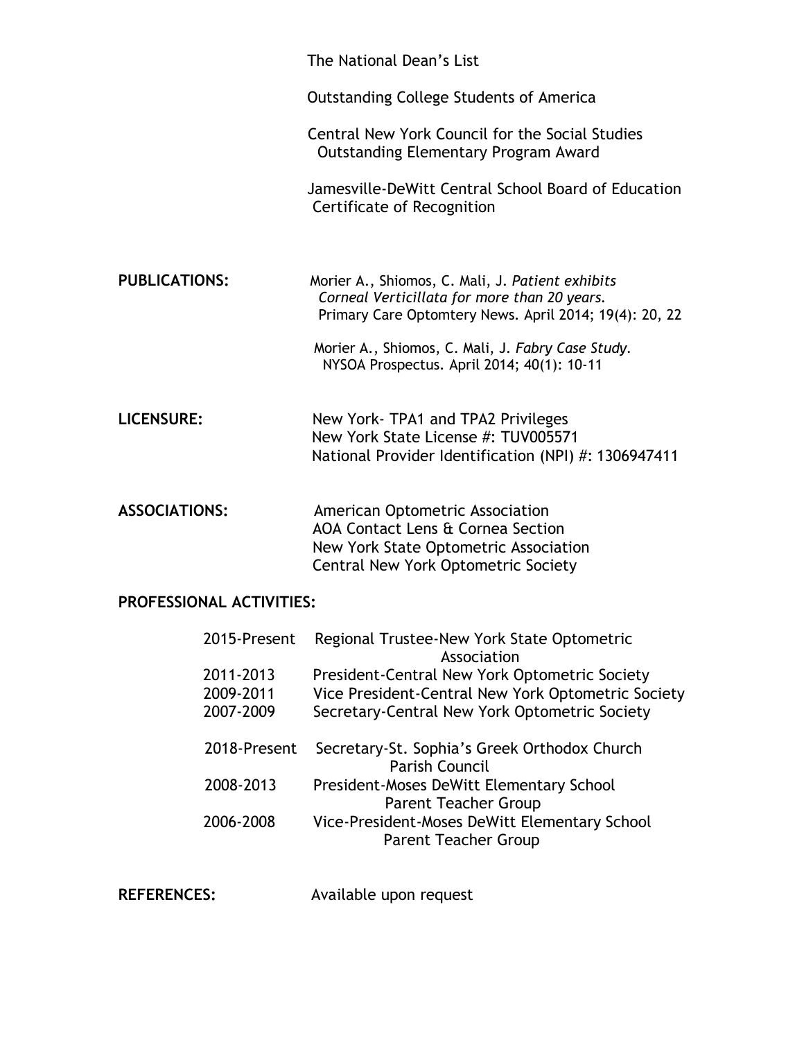The National Dean's List

Outstanding College Students of America

Central New York Council for the Social Studies
Outstanding Elementary Program Award

Jamesville-DeWitt Central School Board of Education
Certificate of Recognition

**PUBLICATIONS:**

Morier A., Shiomos, C. Mali, J. *Patient exhibits Corneal Verticillata for more than 20 years.* Primary Care Optomtery News. April 2014; 19(4): 20, 22

Morier A., Shiomos, C. Mali, J. *Fabry Case Study.* NYSOA Prospectus. April 2014; 40(1): 10-11

**LICENSURE:**

New York- TPA1 and TPA2 Privileges
New York State License #: TUV005571
National Provider Identification (NPI) #: 1306947411

**ASSOCIATIONS:**

American Optometric Association
AOA Contact Lens & Cornea Section
New York State Optometric Association
Central New York Optometric Society

**PROFESSIONAL ACTIVITIES:**

2015-Present Regional Trustee-New York State Optometric Association
2011-2013 President-Central New York Optometric Society
2009-2011 Vice President-Central New York Optometric Society
2007-2009 Secretary-Central New York Optometric Society

2018-Present Secretary-St. Sophia's Greek Orthodox Church Parish Council
2008-2013 President-Moses DeWitt Elementary School Parent Teacher Group
2006-2008 Vice-President-Moses DeWitt Elementary School Parent Teacher Group

**REFERENCES:** Available upon request